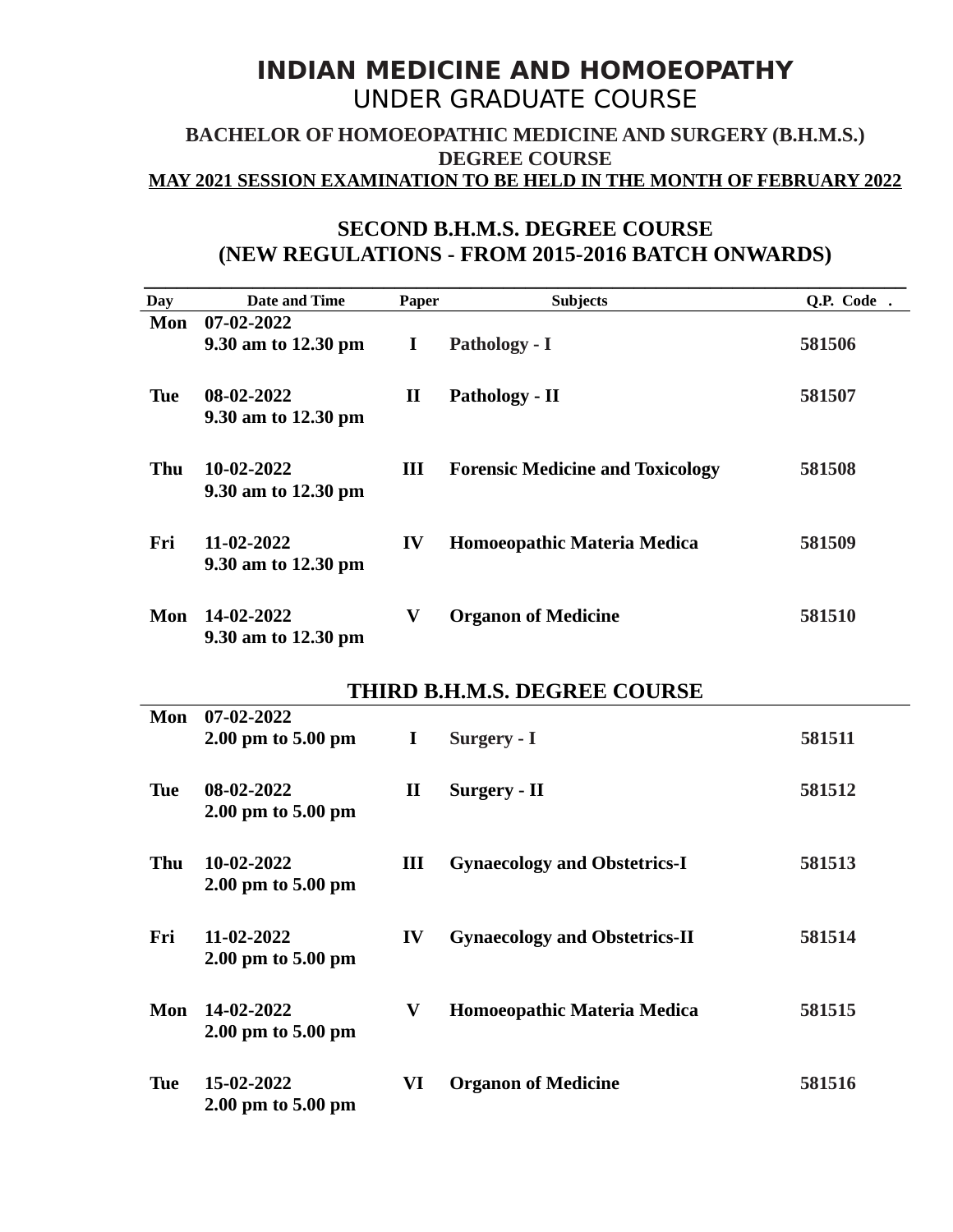# INDIAN MEDICINE AND HOMOEOPATHY

## UNDER GRADUATE COURSE

### BACHELOR OF HOMOEOPATHIC MEDICINE AND SURGERY (B.H.M.S.) DEGREE COURSE

**MAY 2021 SESSION EXAMINATION TO BE HELD IN THE MONTH OF FEBRUARY 2022**

### SECOND B.H.M.S. DEGREE COURSE (NEW REGULATIONS - FROM 2015-2016 BATCH ONWARDS)

| Day | Date and Time | Paper | Subjects | Q.P. Code . |
|---|---|---|---|---|
| Mon | 07-02-2022 9.30 am to 12.30 pm | I | Pathology - I | 581506 |
| Tue | 08-02-2022 9.30 am to 12.30 pm | II | Pathology - II | 581507 |
| Thu | 10-02-2022 9.30 am to 12.30 pm | III | Forensic Medicine and Toxicology | 581508 |
| Fri | 11-02-2022 9.30 am to 12.30 pm | IV | Homoeopathic Materia Medica | 581509 |
| Mon | 14-02-2022 9.30 am to 12.30 pm | V | Organon of Medicine | 581510 |

### THIRD B.H.M.S. DEGREE COURSE

| Day | Date and Time | Paper | Subjects | Q.P. Code |
|---|---|---|---|---|
| Mon | 07-02-2022 2.00 pm to 5.00 pm | I | Surgery - I | 581511 |
| Tue | 08-02-2022 2.00 pm to 5.00 pm | II | Surgery - II | 581512 |
| Thu | 10-02-2022 2.00 pm to 5.00 pm | III | Gynaecology and Obstetrics-I | 581513 |
| Fri | 11-02-2022 2.00 pm to 5.00 pm | IV | Gynaecology and Obstetrics-II | 581514 |
| Mon | 14-02-2022 2.00 pm to 5.00 pm | V | Homoeopathic Materia Medica | 581515 |
| Tue | 15-02-2022 2.00 pm to 5.00 pm | VI | Organon of Medicine | 581516 |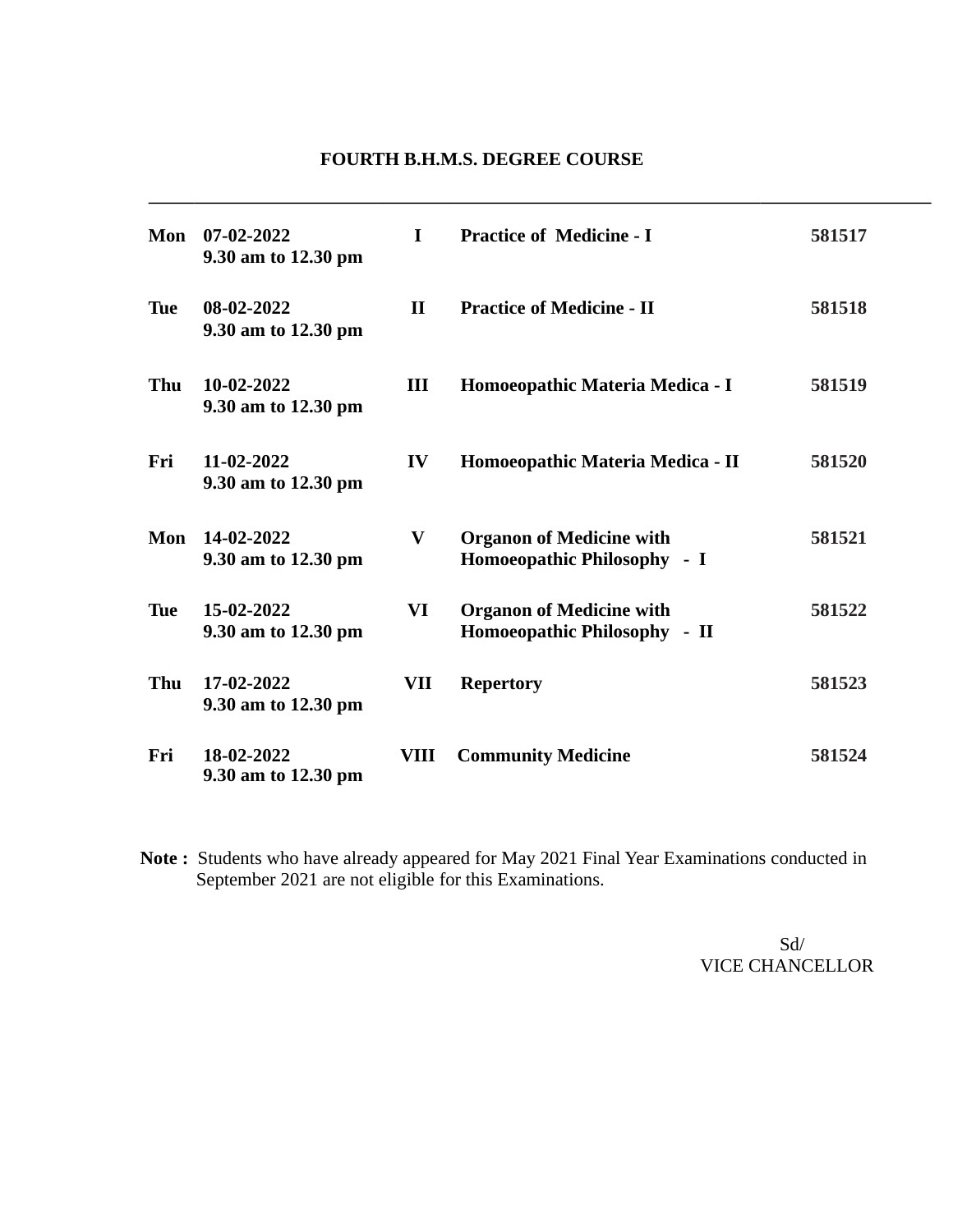**FOURTH B.H.M.S. DEGREE COURSE**

| | | | | |
|---|---|---|---|---|
| **Mon** | **07-02-2022**<br>**9.30 am to 12.30 pm** | **I** | **Practice of Medicine - I** | **581517** |
| **Tue** | **08-02-2022**<br>**9.30 am to 12.30 pm** | **II** | **Practice of Medicine - II** | **581518** |
| **Thu** | **10-02-2022**<br>**9.30 am to 12.30 pm** | **III** | **Homoeopathic Materia Medica - I** | **581519** |
| **Fri** | **11-02-2022**<br>**9.30 am to 12.30 pm** | **IV** | **Homoeopathic Materia Medica - II** | **581520** |
| **Mon** | **14-02-2022**<br>**9.30 am to 12.30 pm** | **V** | **Organon of Medicine with Homoeopathic Philosophy - I** | **581521** |
| **Tue** | **15-02-2022**<br>**9.30 am to 12.30 pm** | **VI** | **Organon of Medicine with Homoeopathic Philosophy - II** | **581522** |
| **Thu** | **17-02-2022**<br>**9.30 am to 12.30 pm** | **VII** | **Repertory** | **581523** |
| **Fri** | **18-02-2022**<br>**9.30 am to 12.30 pm** | **VIII** | **Community Medicine** | **581524** |

**Note :** Students who have already appeared for May 2021 Final Year Examinations conducted in September 2021 are not eligible for this Examinations.

Sd/
VICE CHANCELLOR